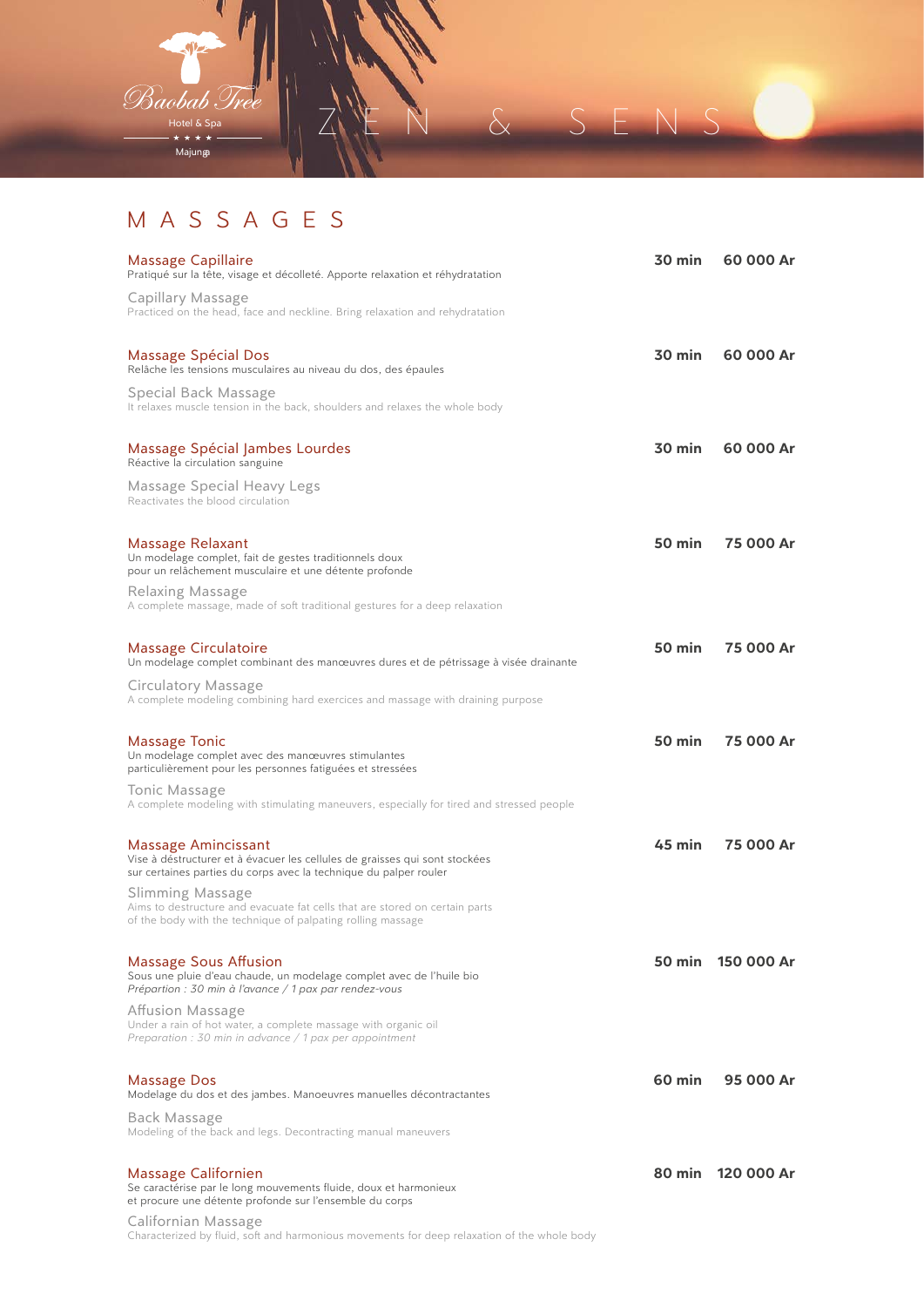Baobab Tree

Hotel & Spa

★ ★ ★ ★

Majunga

ZEN & SENS

# MASSAGES

**Massage Capillaire** — **30 min** — **60 000 Ar**

Pratiqué sur la tête, visage et décolleté. Apporte relaxation et réhydratation

Capillary Massage

Practiced on the head, face and neckline. Bring relaxation and rehydratation

**Massage Spécial Dos** — **30 min** — **60 000 Ar**

Relâche les tensions musculaires au niveau du dos, des épaules

Special Back Massage

It relaxes muscle tension in the back, shoulders and relaxes the whole body

**Massage Spécial Jambes Lourdes** — **30 min** — **60 000 Ar**

Réactive la circulation sanguine

Massage Special Heavy Legs

Reactivates the blood circulation

**Massage Relaxant** — **50 min** — **75 000 Ar**

Un modelage complet, fait de gestes traditionnels doux
pour un relâchement musculaire et une détente profonde

Relaxing Massage

A complete massage, made of soft traditional gestures for a deep relaxation

**Massage Circulatoire** — **50 min** — **75 000 Ar**

Un modelage complet combinant des manœuvres dures et de pétrissage à visée drainante

Circulatory Massage

A complete modeling combining hard exercices and massage with draining purpose

**Massage Tonic** — **50 min** — **75 000 Ar**

Un modelage complet avec des manœuvres stimulantes
particulièrement pour les personnes fatiguées et stressées

Tonic Massage

A complete modeling with stimulating maneuvers, especially for tired and stressed people

**Massage Amincissant** — **45 min** — **75 000 Ar**

Vise à déstructurer et à évacuer les cellules de graisses qui sont stockées
sur certaines parties du corps avec la technique du palper rouler

Slimming Massage

Aims to destructure and evacuate fat cells that are stored on certain parts
of the body with the technique of palpating rolling massage

**Massage Sous Affusion** — **50 min** — **150 000 Ar**

Sous une pluie d'eau chaude, un modelage complet avec de l'huile bio
*Préparation : 30 min à l'avance / 1 pax par rendez-vous*

Affusion Massage

Under a rain of hot water, a complete massage with organic oil
*Preparation : 30 min in advance / 1 pax per appointment*

**Massage Dos** — **60 min** — **95 000 Ar**

Modelage du dos et des jambes. Manoeuvres manuelles décontractantes

Back Massage

Modeling of the back and legs. Decontracting manual maneuvers

**Massage Californien** — **80 min** — **120 000 Ar**

Se caractérise par le long mouvements fluide, doux et harmonieux
et procure une détente profonde sur l'ensemble du corps

Californian Massage

Characterized by fluid, soft and harmonious movements for deep relaxation of the whole body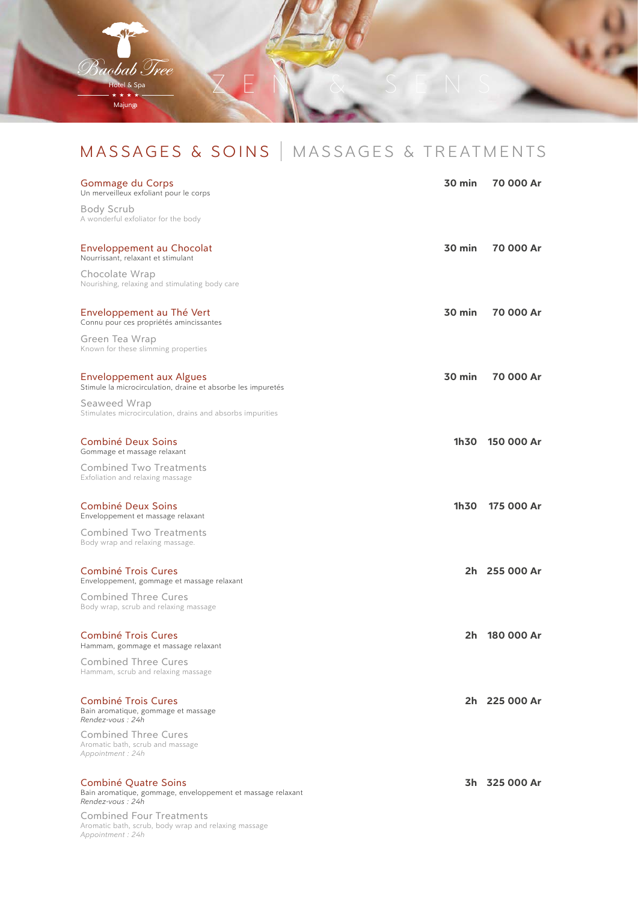Baobab Tree
Hotel & Spa
★ ★ ★ ★
Majunga

ZEN & SENS

# MASSAGES & SOINS | MASSAGES & TREATMENTS

| Soin / Treatment | Durée | Prix |
|---|---|---|
| **Gommage du Corps**<br>Un merveilleux exfoliant pour le corps<br>**Body Scrub**<br>A wonderful exfoliator for the body | **30 min** | **70 000 Ar** |
| **Enveloppement au Chocolat**<br>Nourrissant, relaxant et stimulant<br>**Chocolate Wrap**<br>Nourishing, relaxing and stimulating body care | **30 min** | **70 000 Ar** |
| **Enveloppement au Thé Vert**<br>Connu pour ces propriétés amincissantes<br>**Green Tea Wrap**<br>Known for these slimming properties | **30 min** | **70 000 Ar** |
| **Enveloppement aux Algues**<br>Stimule la microcirculation, draine et absorbe les impuretés<br>**Seaweed Wrap**<br>Stimulates microcirculation, drains and absorbs impurities | **30 min** | **70 000 Ar** |
| **Combiné Deux Soins**<br>Gommage et massage relaxant<br>**Combined Two Treatments**<br>Exfoliation and relaxing massage | **1h30** | **150 000 Ar** |
| **Combiné Deux Soins**<br>Enveloppement et massage relaxant<br>**Combined Two Treatments**<br>Body wrap and relaxing massage. | **1h30** | **175 000 Ar** |
| **Combiné Trois Cures**<br>Enveloppement, gommage et massage relaxant<br>**Combined Three Cures**<br>Body wrap, scrub and relaxing massage | **2h** | **255 000 Ar** |
| **Combiné Trois Cures**<br>Hammam, gommage et massage relaxant<br>**Combined Three Cures**<br>Hammam, scrub and relaxing massage | **2h** | **180 000 Ar** |
| **Combiné Trois Cures**<br>Bain aromatique, gommage et massage<br>*Rendez-vous : 24h*<br>**Combined Three Cures**<br>Aromatic bath, scrub and massage<br>*Appointment : 24h* | **2h** | **225 000 Ar** |
| **Combiné Quatre Soins**<br>Bain aromatique, gommage, enveloppement et massage relaxant<br>*Rendez-vous : 24h*<br>**Combined Four Treatments**<br>Aromatic bath, scrub, body wrap and relaxing massage<br>*Appointment : 24h* | **3h** | **325 000 Ar** |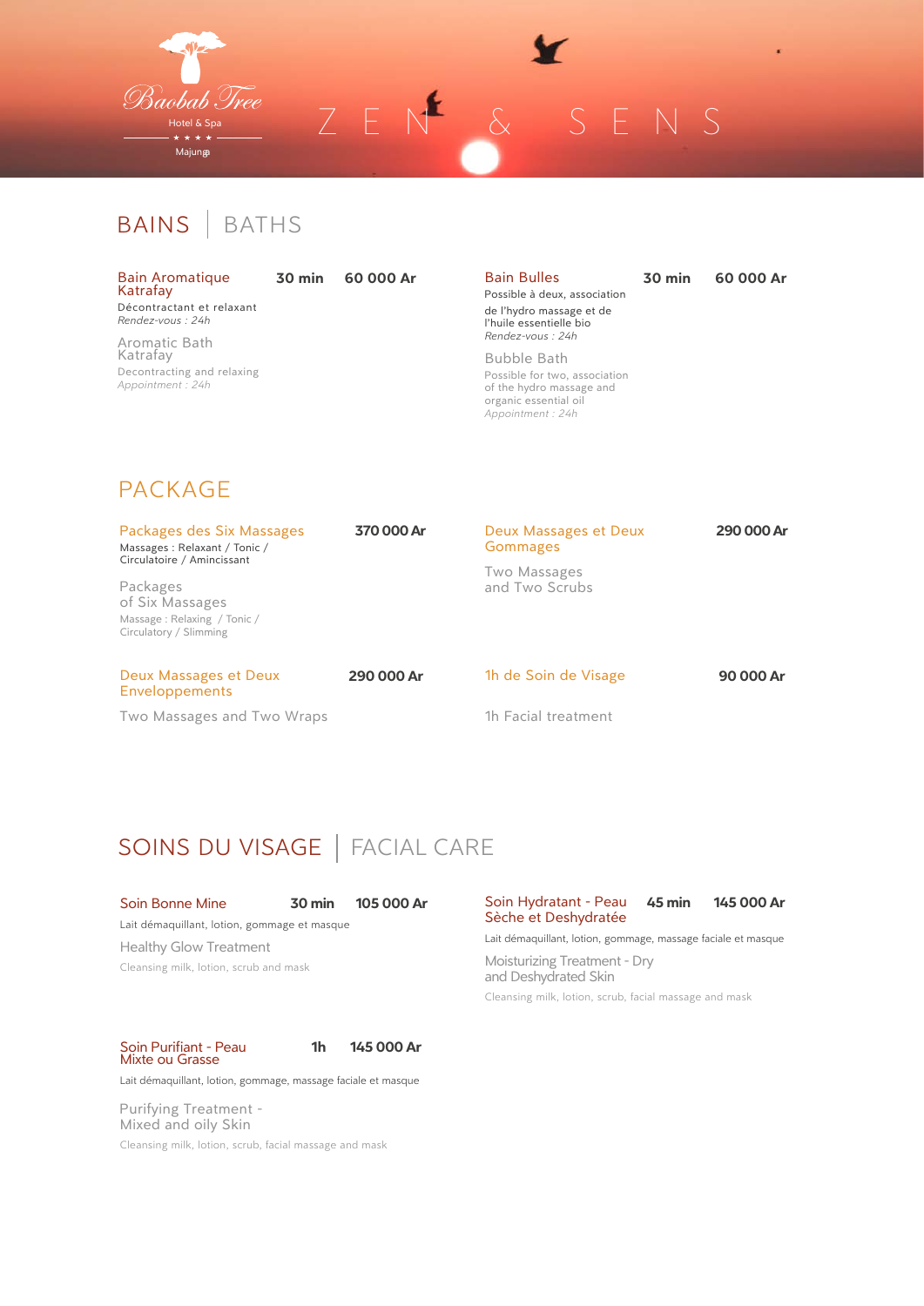Baobab Tree

Hotel & Spa

★ ★ ★ ★

Majunga

# ZEN & SENS

## BAINS | BATHS

**Bain Aromatique Katrafay** — 30 min — 60 000 Ar

Décontractant et relaxant
*Rendez-vous : 24h*

Aromatic Bath Katrafay

Decontracting and relaxing
*Appointment : 24h*

**Bain Bulles** — 30 min — 60 000 Ar

Possible à deux, association de l'hydro massage et de l'huile essentielle bio
*Rendez-vous : 24h*

Bubble Bath

Possible for two, association of the hydro massage and organic essential oil
*Appointment : 24h*

## PACKAGE

**Packages des Six Massages** — 370 000 Ar

Massages : Relaxant / Tonic / Circulatoire / Amincissant

Packages of Six Massages

Massage : Relaxing / Tonic / Circulatory / Slimming

**Deux Massages et Deux Gommages** — 290 000 Ar

Two Massages and Two Scrubs

**Deux Massages et Deux Enveloppements** — 290 000 Ar

Two Massages and Two Wraps

**1h de Soin de Visage** — 90 000 Ar

1h Facial treatment

## SOINS DU VISAGE | FACIAL CARE

**Soin Bonne Mine** — 30 min — 105 000 Ar

Lait démaquillant, lotion, gommage et masque

Healthy Glow Treatment

Cleansing milk, lotion, scrub and mask

**Soin Hydratant - Peau Sèche et Deshydratée** — 45 min — 145 000 Ar

Lait démaquillant, lotion, gommage, massage faciale et masque

Moisturizing Treatment - Dry and Deshydrated Skin

Cleansing milk, lotion, scrub, facial massage and mask

**Soin Purifiant - Peau Mixte ou Grasse** — 1h — 145 000 Ar

Lait démaquillant, lotion, gommage, massage faciale et masque

Purifying Treatment - Mixed and oily Skin

Cleansing milk, lotion, scrub, facial massage and mask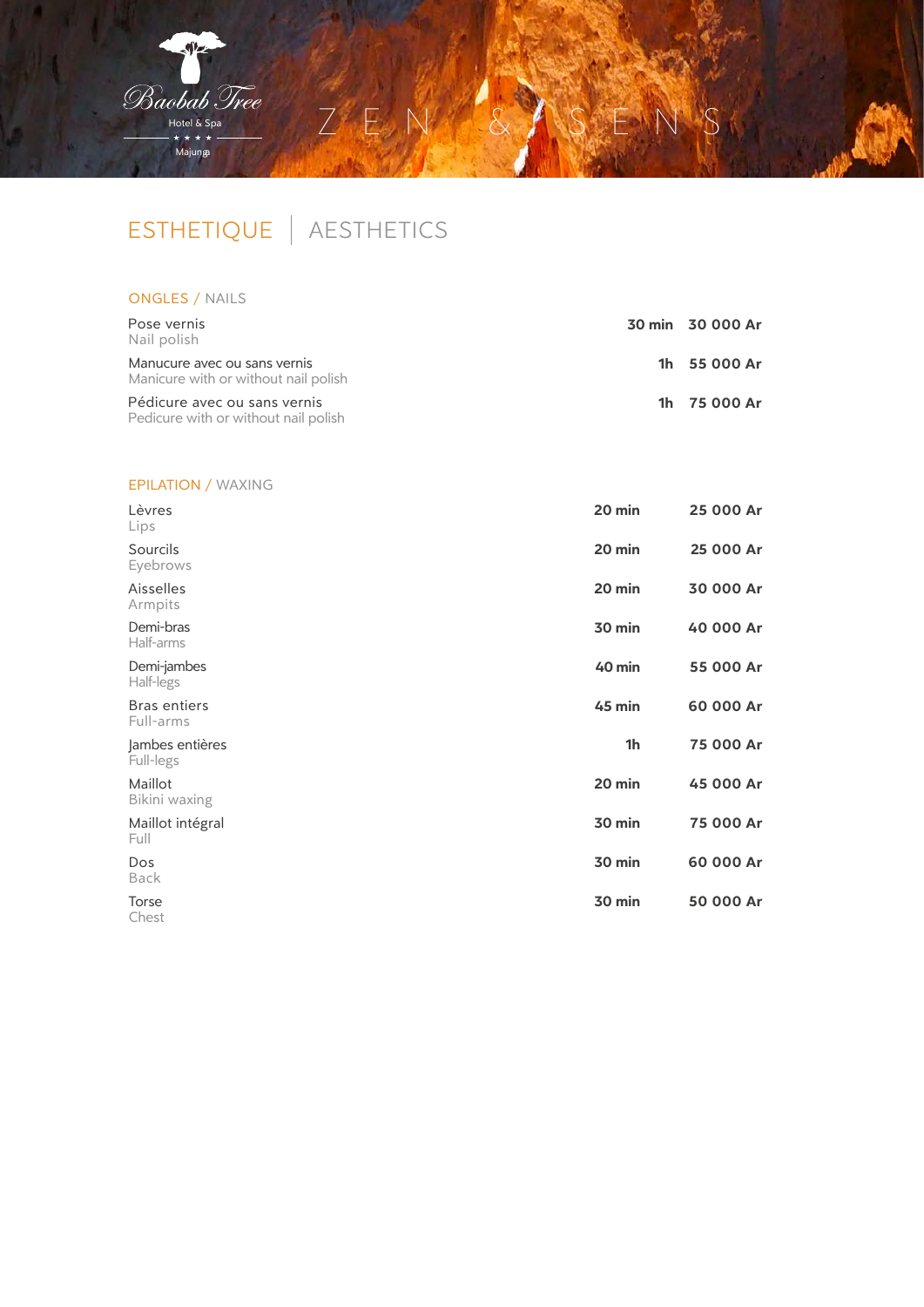# ESTHETIQUE | AESTHETICS

## ONGLES / NAILS

| | | |
|---|---|---|
| Pose vernis<br>Nail polish | 30 min | 30 000 Ar |
| Manucure avec ou sans vernis<br>Manicure with or without nail polish | 1h | 55 000 Ar |
| Pédicure avec ou sans vernis<br>Pedicure with or without nail polish | 1h | 75 000 Ar |

## EPILATION / WAXING

| | | |
|---|---|---|
| Lèvres<br>Lips | 20 min | 25 000 Ar |
| Sourcils<br>Eyebrows | 20 min | 25 000 Ar |
| Aisselles<br>Armpits | 20 min | 30 000 Ar |
| Demi-bras<br>Half-arms | 30 min | 40 000 Ar |
| Demi-jambes<br>Half-legs | 40 min | 55 000 Ar |
| Bras entiers<br>Full-arms | 45 min | 60 000 Ar |
| Jambes entières<br>Full-legs | 1h | 75 000 Ar |
| Maillot<br>Bikini waxing | 20 min | 45 000 Ar |
| Maillot intégral<br>Full | 30 min | 75 000 Ar |
| Dos<br>Back | 30 min | 60 000 Ar |
| Torse<br>Chest | 30 min | 50 000 Ar |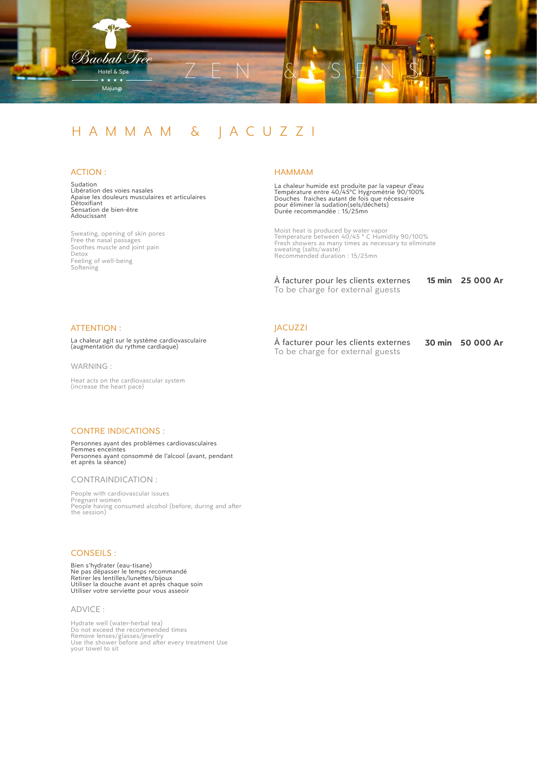Baobab Tree
Hotel & Spa
★ ★ ★ ★
Majunga

ZEN & SENS

# HAMMAM & JACUZZI

## ACTION :

Sudation
Libération des voies nasales
Apaise les douleurs musculaires et articulaires
Détoxifiant
Sensation de bien-être
Adoucissant

Sweating, opening of skin pores
Free the nasal passages
Soothes muscle and joint pain
Detox
Feeling of well-being
Softening

## ATTENTION :

La chaleur agit sur le système cardiovasculaire (augmentation du rythme cardiaque)

## WARNING :

Heat acts on the cardiovascular system (increase the heart pace)

## CONTRE INDICATIONS :

Personnes ayant des problèmes cardiovasculaires
Femmes enceintes
Personnes ayant consommé de l'alcool (avant, pendant et après la séance)

## CONTRAINDICATION :

People with cardiovascular issues
Pregnant women
People having consumed alcohol (before, during and after the session)

## CONSEILS :

Bien s'hydrater (eau-tisane)
Ne pas dépasser le temps recommandé
Retirer les lentilles/lunettes/bijoux
Utiliser la douche avant et après chaque soin
Utiliser votre serviette pour vous asseoir

## ADVICE :

Hydrate well (water-herbal tea)
Do not exceed the recommended times
Remove lenses/glasses/jewelry
Use the shower before and after every treatment Use your towel to sit

## HAMMAM

La chaleur humide est produite par la vapeur d'eau
Température entre 40/45°C Hygrométrie 90/100%
Douches fraiches autant de fois que nécessaire pour éliminer la sudation(sels/déchets)
Durée recommandée : 15/25mn

Moist heat is produced by water vapor
Temperature between 40/45 ° C Humidity 90/100%
Fresh showers as many times as necessary to eliminate sweating (salts/waste)
Recommended duration : 15/25mn

À facturer pour les clients externes / To be charge for external guests — **15 min** — **25 000 Ar**

## JACUZZI

À facturer pour les clients externes / To be charge for external guests — **30 min** — **50 000 Ar**